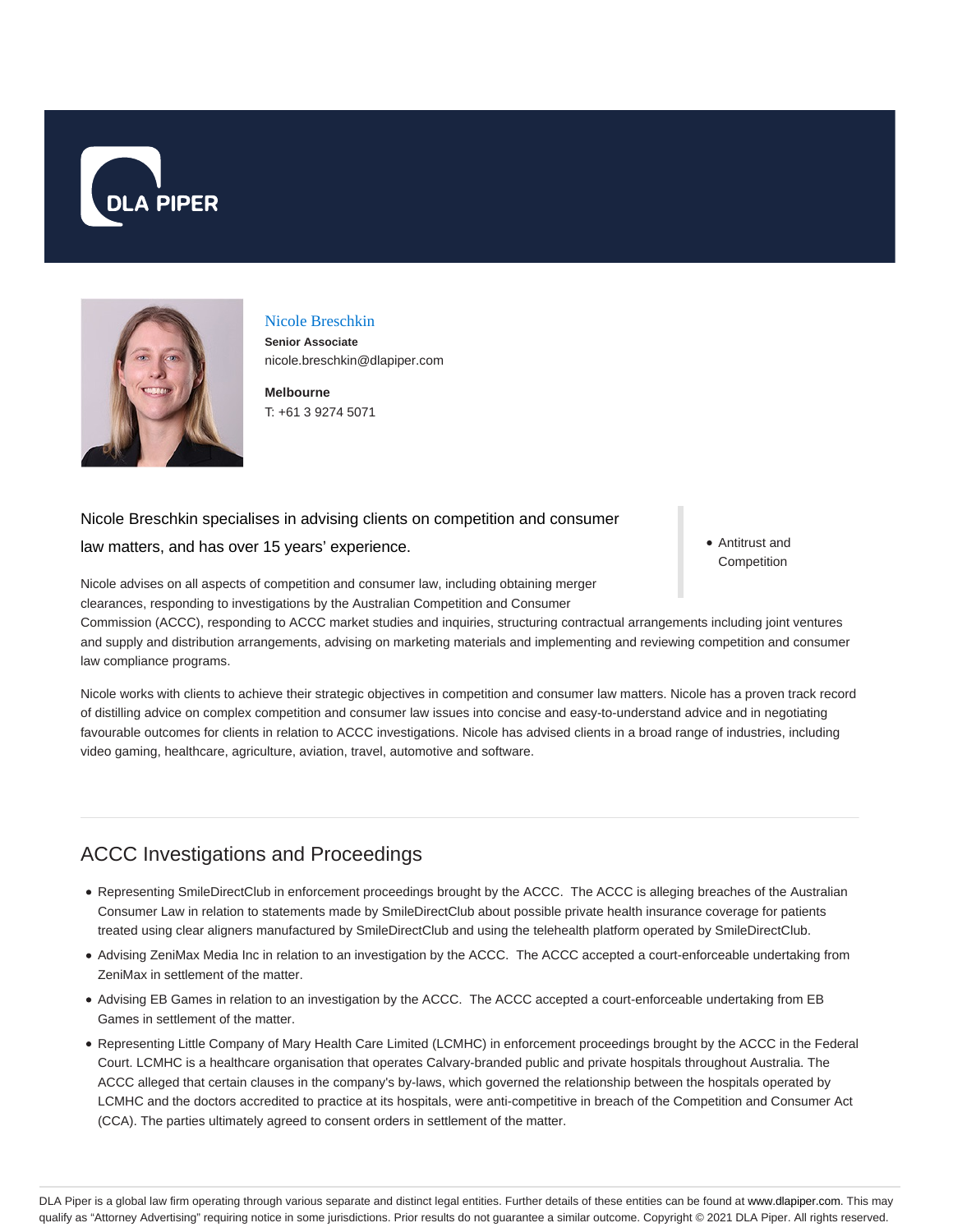DLA PIPER

# Nicole Breschkin

**Senior Associate**
nicole.breschkin@dlapiper.com

**Melbourne**
T: +61 3 9274 5071

- Antitrust and Competition

Nicole Breschkin specialises in advising clients on competition and consumer law matters, and has over 15 years' experience.

Nicole advises on all aspects of competition and consumer law, including obtaining merger clearances, responding to investigations by the Australian Competition and Consumer Commission (ACCC), responding to ACCC market studies and inquiries, structuring contractual arrangements including joint ventures and supply and distribution arrangements, advising on marketing materials and implementing and reviewing competition and consumer law compliance programs.

Nicole works with clients to achieve their strategic objectives in competition and consumer law matters. Nicole has a proven track record of distilling advice on complex competition and consumer law issues into concise and easy-to-understand advice and in negotiating favourable outcomes for clients in relation to ACCC investigations. Nicole has advised clients in a broad range of industries, including video gaming, healthcare, agriculture, aviation, travel, automotive and software.

## ACCC Investigations and Proceedings

- Representing SmileDirectClub in enforcement proceedings brought by the ACCC. The ACCC is alleging breaches of the Australian Consumer Law in relation to statements made by SmileDirectClub about possible private health insurance coverage for patients treated using clear aligners manufactured by SmileDirectClub and using the telehealth platform operated by SmileDirectClub.
- Advising ZeniMax Media Inc in relation to an investigation by the ACCC. The ACCC accepted a court-enforceable undertaking from ZeniMax in settlement of the matter.
- Advising EB Games in relation to an investigation by the ACCC. The ACCC accepted a court-enforceable undertaking from EB Games in settlement of the matter.
- Representing Little Company of Mary Health Care Limited (LCMHC) in enforcement proceedings brought by the ACCC in the Federal Court. LCMHC is a healthcare organisation that operates Calvary-branded public and private hospitals throughout Australia. The ACCC alleged that certain clauses in the company's by-laws, which governed the relationship between the hospitals operated by LCMHC and the doctors accredited to practice at its hospitals, were anti-competitive in breach of the Competition and Consumer Act (CCA). The parties ultimately agreed to consent orders in settlement of the matter.

DLA Piper is a global law firm operating through various separate and distinct legal entities. Further details of these entities can be found at www.dlapiper.com. This may qualify as "Attorney Advertising" requiring notice in some jurisdictions. Prior results do not guarantee a similar outcome. Copyright © 2021 DLA Piper. All rights reserved.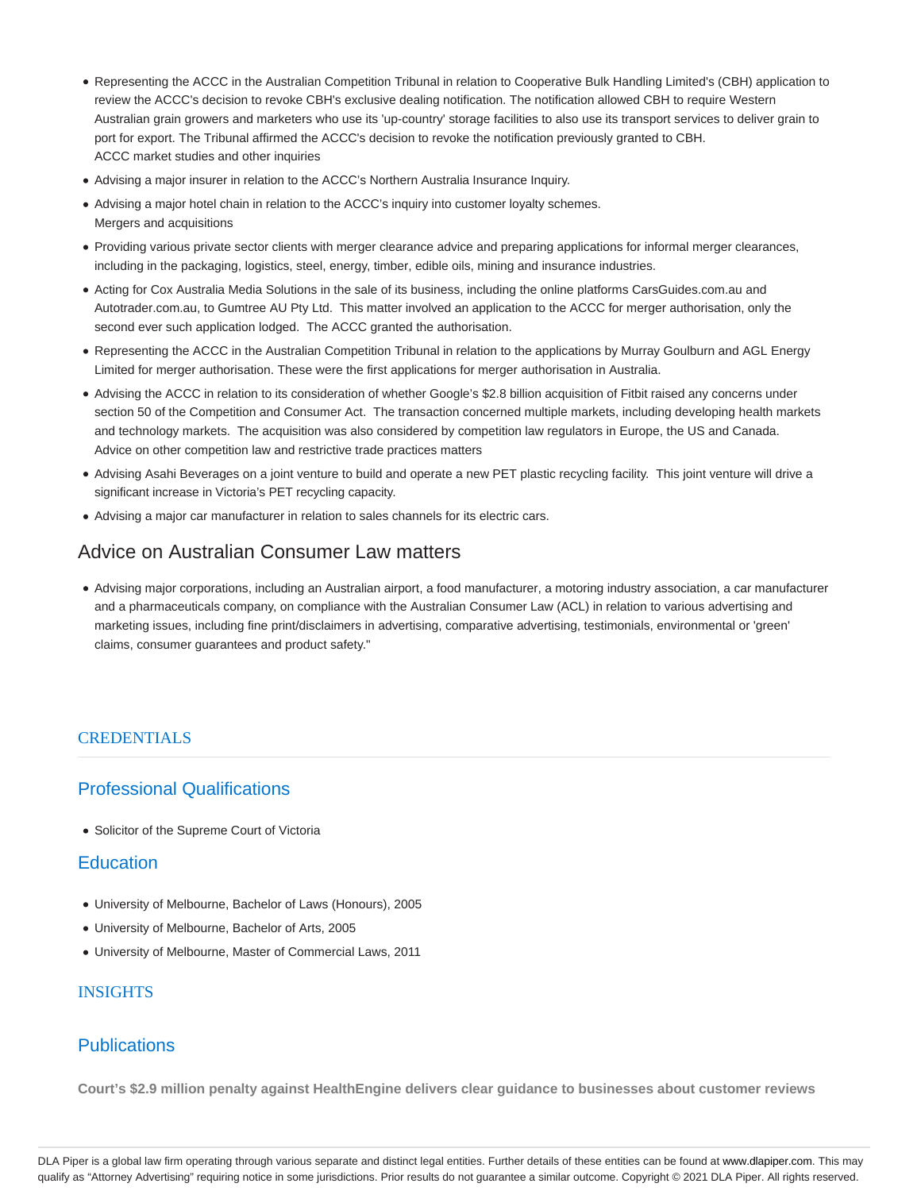- Representing the ACCC in the Australian Competition Tribunal in relation to Cooperative Bulk Handling Limited's (CBH) application to review the ACCC's decision to revoke CBH's exclusive dealing notification. The notification allowed CBH to require Western Australian grain growers and marketers who use its 'up-country' storage facilities to also use its transport services to deliver grain to port for export. The Tribunal affirmed the ACCC's decision to revoke the notification previously granted to CBH.
  ACCC market studies and other inquiries
- Advising a major insurer in relation to the ACCC's Northern Australia Insurance Inquiry.
- Advising a major hotel chain in relation to the ACCC's inquiry into customer loyalty schemes.
  Mergers and acquisitions
- Providing various private sector clients with merger clearance advice and preparing applications for informal merger clearances, including in the packaging, logistics, steel, energy, timber, edible oils, mining and insurance industries.
- Acting for Cox Australia Media Solutions in the sale of its business, including the online platforms CarsGuides.com.au and Autotrader.com.au, to Gumtree AU Pty Ltd. This matter involved an application to the ACCC for merger authorisation, only the second ever such application lodged. The ACCC granted the authorisation.
- Representing the ACCC in the Australian Competition Tribunal in relation to the applications by Murray Goulburn and AGL Energy Limited for merger authorisation. These were the first applications for merger authorisation in Australia.
- Advising the ACCC in relation to its consideration of whether Google's $2.8 billion acquisition of Fitbit raised any concerns under section 50 of the Competition and Consumer Act. The transaction concerned multiple markets, including developing health markets and technology markets. The acquisition was also considered by competition law regulators in Europe, the US and Canada.
  Advice on other competition law and restrictive trade practices matters
- Advising Asahi Beverages on a joint venture to build and operate a new PET plastic recycling facility. This joint venture will drive a significant increase in Victoria's PET recycling capacity.
- Advising a major car manufacturer in relation to sales channels for its electric cars.

## Advice on Australian Consumer Law matters

- Advising major corporations, including an Australian airport, a food manufacturer, a motoring industry association, a car manufacturer and a pharmaceuticals company, on compliance with the Australian Consumer Law (ACL) in relation to various advertising and marketing issues, including fine print/disclaimers in advertising, comparative advertising, testimonials, environmental or 'green' claims, consumer guarantees and product safety."

## CREDENTIALS

### Professional Qualifications

- Solicitor of the Supreme Court of Victoria

### Education

- University of Melbourne, Bachelor of Laws (Honours), 2005
- University of Melbourne, Bachelor of Arts, 2005
- University of Melbourne, Master of Commercial Laws, 2011

## INSIGHTS

### Publications

**Court's $2.9 million penalty against HealthEngine delivers clear guidance to businesses about customer reviews**

DLA Piper is a global law firm operating through various separate and distinct legal entities. Further details of these entities can be found at www.dlapiper.com. This may qualify as "Attorney Advertising" requiring notice in some jurisdictions. Prior results do not guarantee a similar outcome. Copyright © 2021 DLA Piper. All rights reserved.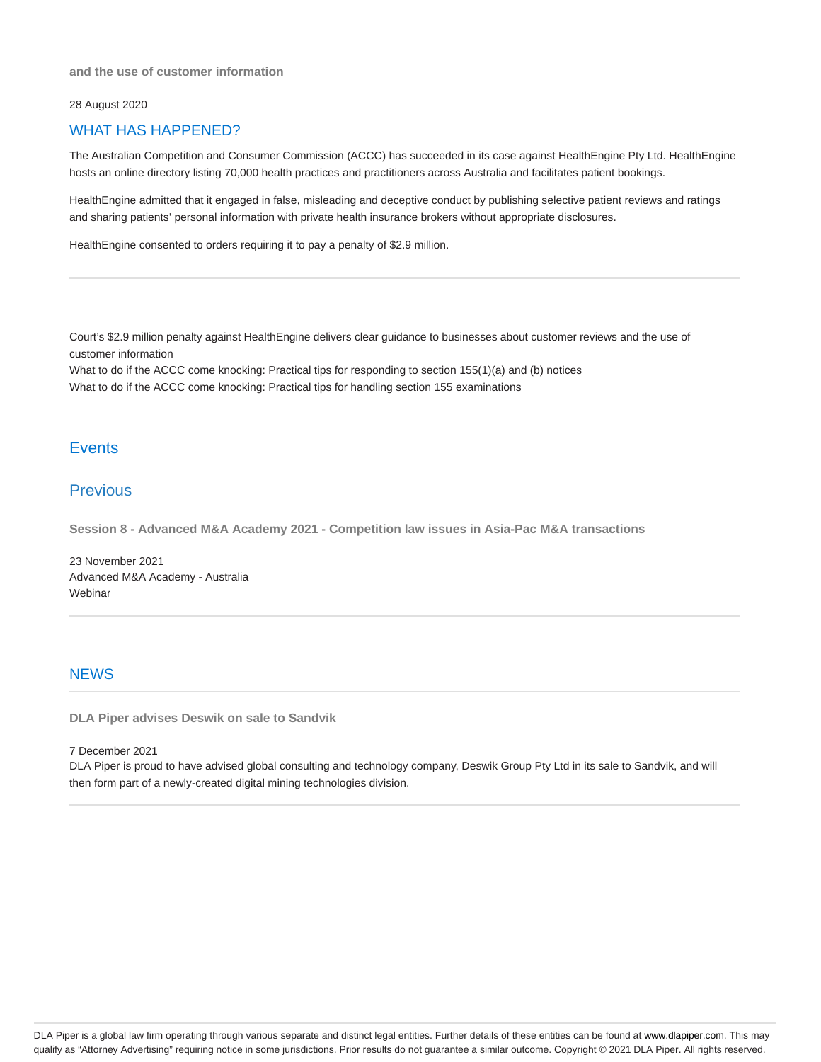**and the use of customer information**

28 August 2020

## WHAT HAS HAPPENED?

The Australian Competition and Consumer Commission (ACCC) has succeeded in its case against HealthEngine Pty Ltd. HealthEngine hosts an online directory listing 70,000 health practices and practitioners across Australia and facilitates patient bookings.

HealthEngine admitted that it engaged in false, misleading and deceptive conduct by publishing selective patient reviews and ratings and sharing patients' personal information with private health insurance brokers without appropriate disclosures.

HealthEngine consented to orders requiring it to pay a penalty of $2.9 million.

---

Court's $2.9 million penalty against HealthEngine delivers clear guidance to businesses about customer reviews and the use of customer information

What to do if the ACCC come knocking: Practical tips for responding to section 155(1)(a) and (b) notices

What to do if the ACCC come knocking: Practical tips for handling section 155 examinations

## Events

## Previous

**Session 8 - Advanced M&A Academy 2021 - Competition law issues in Asia-Pac M&A transactions**

23 November 2021
Advanced M&A Academy - Australia
Webinar

---

## NEWS

**DLA Piper advises Deswik on sale to Sandvik**

7 December 2021
DLA Piper is proud to have advised global consulting and technology company, Deswik Group Pty Ltd in its sale to Sandvik, and will then form part of a newly-created digital mining technologies division.

---

DLA Piper is a global law firm operating through various separate and distinct legal entities. Further details of these entities can be found at www.dlapiper.com. This may qualify as "Attorney Advertising" requiring notice in some jurisdictions. Prior results do not guarantee a similar outcome. Copyright © 2021 DLA Piper. All rights reserved.